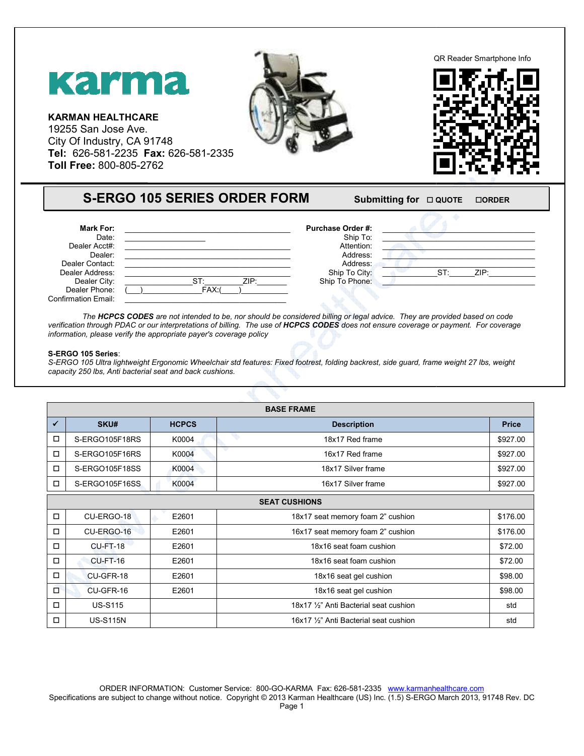# karma

**KARMAN HEALTHCARE**
19255 San Jose Ave.
City Of Industry, CA 91748
**Tel:** 626-581-2235 **Fax:** 626-581-2335
**Toll Free:** 800-805-2762

QR Reader Smartphone Info

## S-ERGO 105 SERIES ORDER FORM

**Submitting for** ☐ **QUOTE** ☐**ORDER**

**Mark For:** ____________________
Date: ____________________
Dealer Acct#: ____________________
Dealer: ____________________
Dealer Contact: ____________________
Dealer Address: ____________________
Dealer City: ____________ ST: ________ ZIP: ________
Dealer Phone: (___)____________ FAX:(____)____________
Confirmation Email: ____________________

**Purchase Order #:** ____________________
Ship To: ____________________
Attention: ____________________
Address: ____________________
Address: ____________________
Ship To City: ____________ ST: ______ ZIP: ____________
Ship To Phone: ____________________

*The **HCPCS CODES** are not intended to be, nor should be considered billing or legal advice. They are provided based on code verification through PDAC or our interpretations of billing. The use of **HCPCS CODES** does not ensure coverage or payment. For coverage information, please verify the appropriate payer's coverage policy*

**S-ERGO 105 Series**:
*S-ERGO 105 Ultra lightweight Ergonomic Wheelchair std features: Fixed footrest, folding backrest, side guard, frame weight 27 lbs, weight capacity 250 lbs, Anti bacterial seat and back cushions.*

| BASE FRAME | | | | |
|---|---|---|---|---|
| ✓ | SKU# | HCPCS | Description | Price |
| ☐ | S-ERGO105F18RS | K0004 | 18x17 Red frame | $927.00 |
| ☐ | S-ERGO105F16RS | K0004 | 16x17 Red frame | $927.00 |
| ☐ | S-ERGO105F18SS | K0004 | 18x17 Silver frame | $927.00 |
| ☐ | S-ERGO105F16SS | K0004 | 16x17 Silver frame | $927.00 |
| **SEAT CUSHIONS** | | | | |
| ☐ | CU-ERGO-18 | E2601 | 18x17 seat memory foam 2" cushion | $176.00 |
| ☐ | CU-ERGO-16 | E2601 | 16x17 seat memory foam 2" cushion | $176.00 |
| ☐ | CU-FT-18 | E2601 | 18x16 seat foam cushion | $72.00 |
| ☐ | CU-FT-16 | E2601 | 18x16 seat foam cushion | $72.00 |
| ☐ | CU-GFR-18 | E2601 | 18x16 seat gel cushion | $98.00 |
| ☐ | CU-GFR-16 | E2601 | 18x16 seat gel cushion | $98.00 |
| ☐ | US-S115 | | 18x17 ½" Anti Bacterial seat cushion | std |
| ☐ | US-S115N | | 16x17 ½" Anti Bacterial seat cushion | std |

ORDER INFORMATION: Customer Service: 800-GO-KARMA Fax: 626-581-2335 www.karmanhealthcare.com
Specifications are subject to change without notice. Copyright © 2013 Karman Healthcare (US) Inc. (1.5) S-ERGO March 2013, 91748 Rev. DC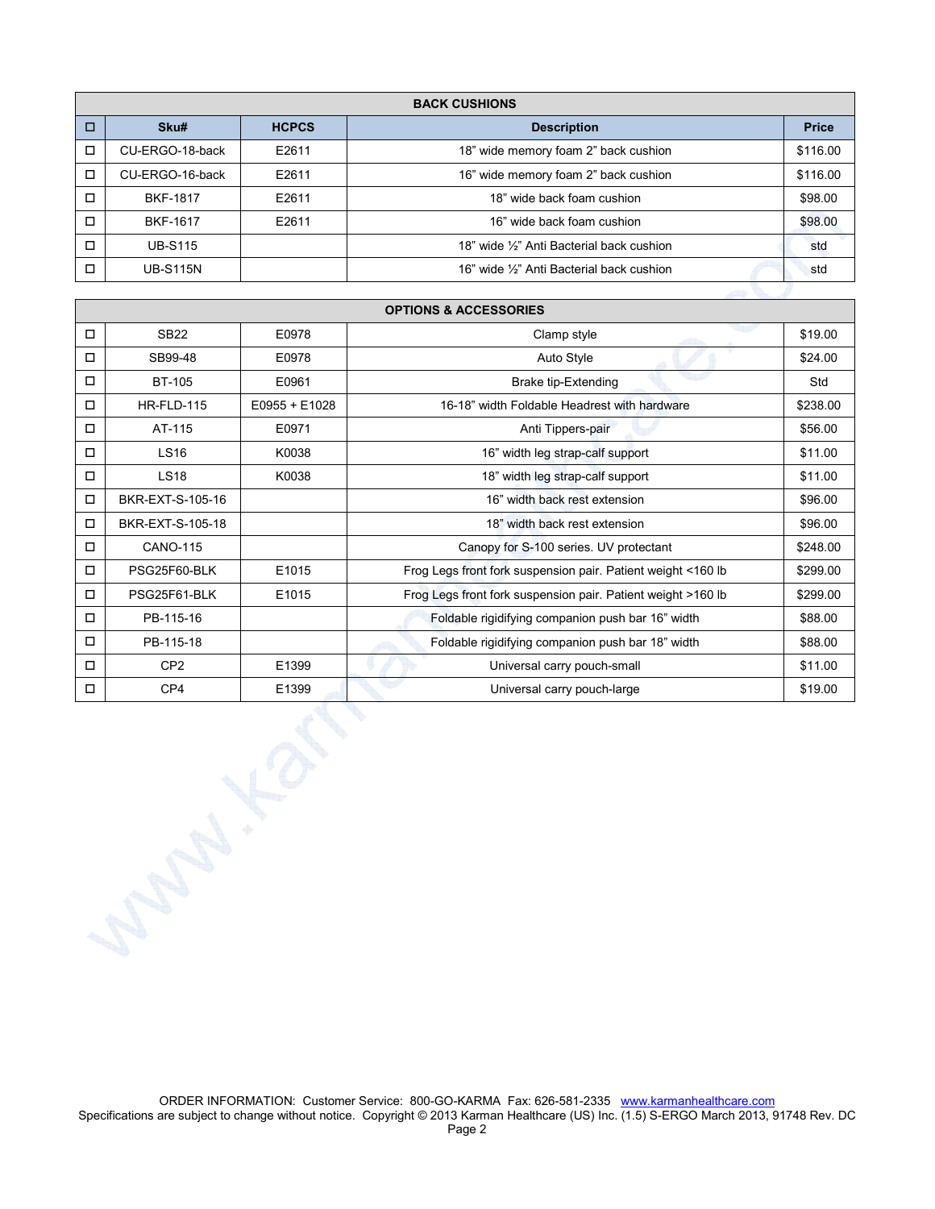| BACK CUSHIONS | | | | |
|---|---|---|---|---|
| ☐ | Sku# | HCPCS | Description | Price |
| ☐ | CU-ERGO-18-back | E2611 | 18" wide memory foam 2" back cushion | $116.00 |
| ☐ | CU-ERGO-16-back | E2611 | 16" wide memory foam 2" back cushion | $116.00 |
| ☐ | BKF-1817 | E2611 | 18" wide back foam cushion | $98.00 |
| ☐ | BKF-1617 | E2611 | 16" wide back foam cushion | $98.00 |
| ☐ | UB-S115 | | 18" wide ½" Anti Bacterial back cushion | std |
| ☐ | UB-S115N | | 16" wide ½" Anti Bacterial back cushion | std |

| OPTIONS & ACCESSORIES | | | | |
|---|---|---|---|---|
| ☐ | SB22 | E0978 | Clamp style | $19.00 |
| ☐ | SB99-48 | E0978 | Auto Style | $24.00 |
| ☐ | BT-105 | E0961 | Brake tip-Extending | Std |
| ☐ | HR-FLD-115 | E0955 + E1028 | 16-18" width Foldable Headrest with hardware | $238.00 |
| ☐ | AT-115 | E0971 | Anti Tippers-pair | $56.00 |
| ☐ | LS16 | K0038 | 16" width leg strap-calf support | $11.00 |
| ☐ | LS18 | K0038 | 18" width leg strap-calf support | $11.00 |
| ☐ | BKR-EXT-S-105-16 | | 16" width back rest extension | $96.00 |
| ☐ | BKR-EXT-S-105-18 | | 18" width back rest extension | $96.00 |
| ☐ | CANO-115 | | Canopy for S-100 series. UV protectant | $248.00 |
| ☐ | PSG25F60-BLK | E1015 | Frog Legs front fork suspension pair. Patient weight <160 lb | $299.00 |
| ☐ | PSG25F61-BLK | E1015 | Frog Legs front fork suspension pair. Patient weight >160 lb | $299.00 |
| ☐ | PB-115-16 | | Foldable rigidifying companion push bar 16" width | $88.00 |
| ☐ | PB-115-18 | | Foldable rigidifying companion push bar 18" width | $88.00 |
| ☐ | CP2 | E1399 | Universal carry pouch-small | $11.00 |
| ☐ | CP4 | E1399 | Universal carry pouch-large | $19.00 |

ORDER INFORMATION: Customer Service: 800-GO-KARMA Fax: 626-581-2335 www.karmanhealthcare.com
Specifications are subject to change without notice. Copyright © 2013 Karman Healthcare (US) Inc. (1.5) S-ERGO March 2013, 91748 Rev. DC